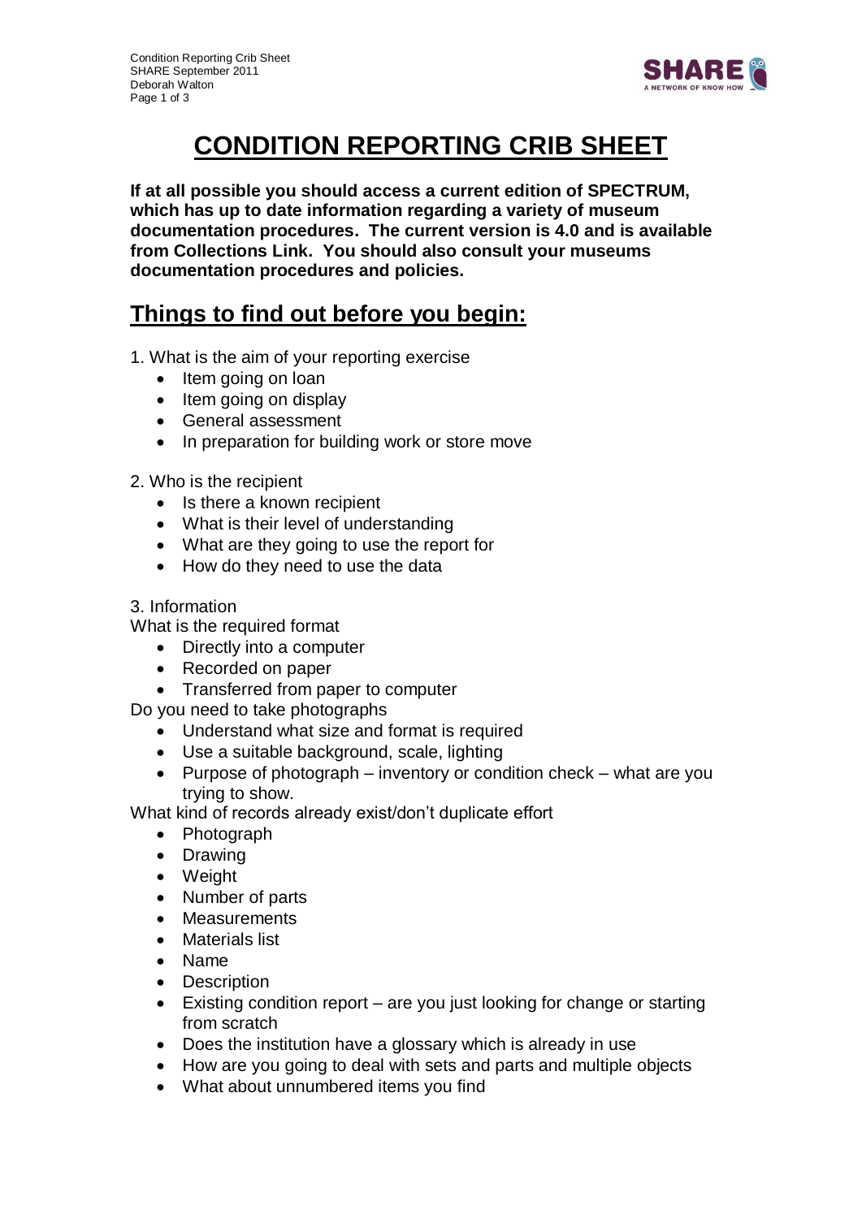# CONDITION REPORTING CRIB SHEET

**If at all possible you should access a current edition of SPECTRUM, which has up to date information regarding a variety of museum documentation procedures. The current version is 4.0 and is available from Collections Link. You should also consult your museums documentation procedures and policies.**

## Things to find out before you begin:

1. What is the aim of your reporting exercise
   - Item going on loan
   - Item going on display
   - General assessment
   - In preparation for building work or store move

2. Who is the recipient
   - Is there a known recipient
   - What is their level of understanding
   - What are they going to use the report for
   - How do they need to use the data

3. Information

What is the required format

- Directly into a computer
- Recorded on paper
- Transferred from paper to computer

Do you need to take photographs

- Understand what size and format is required
- Use a suitable background, scale, lighting
- Purpose of photograph – inventory or condition check – what are you trying to show.

What kind of records already exist/don't duplicate effort

- Photograph
- Drawing
- Weight
- Number of parts
- Measurements
- Materials list
- Name
- Description
- Existing condition report – are you just looking for change or starting from scratch
- Does the institution have a glossary which is already in use
- How are you going to deal with sets and parts and multiple objects
- What about unnumbered items you find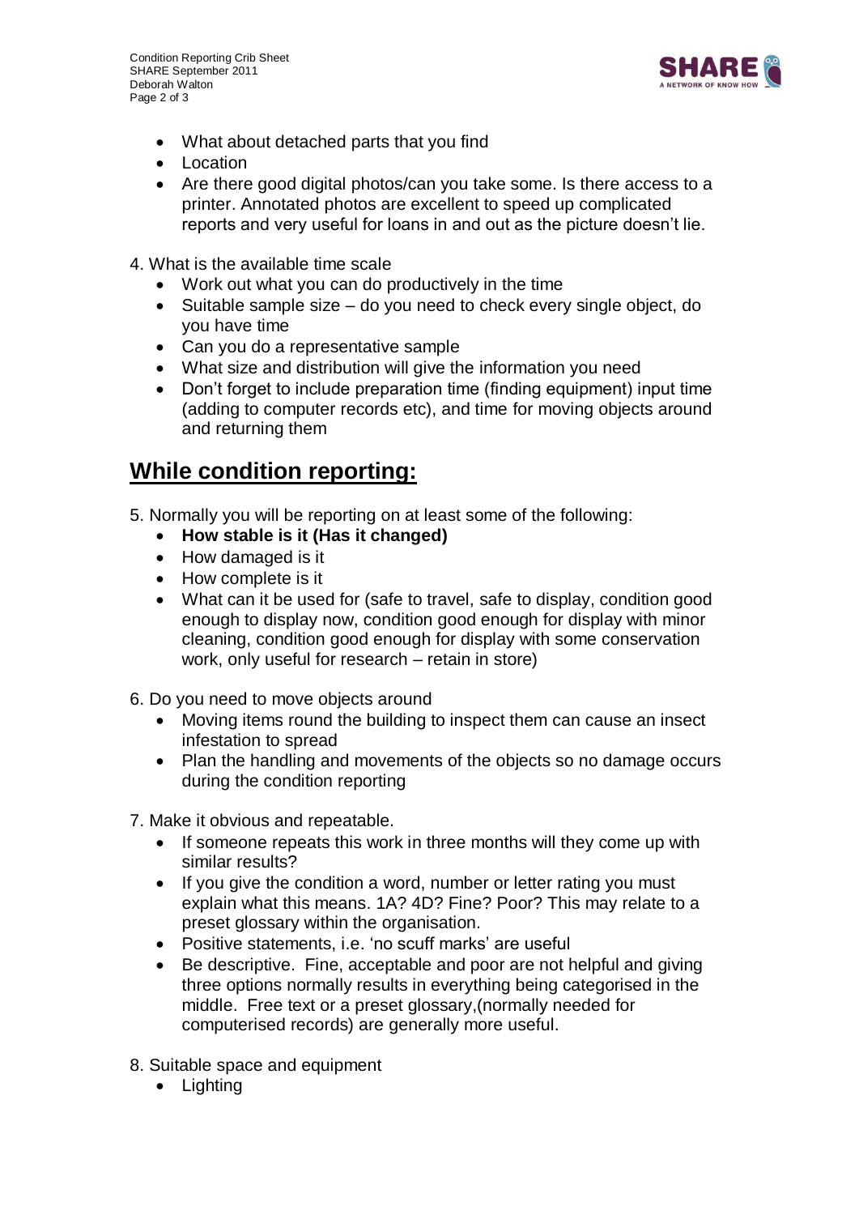- What about detached parts that you find
- Location
- Are there good digital photos/can you take some. Is there access to a printer. Annotated photos are excellent to speed up complicated reports and very useful for loans in and out as the picture doesn't lie.

4. What is the available time scale
   - Work out what you can do productively in the time
   - Suitable sample size – do you need to check every single object, do you have time
   - Can you do a representative sample
   - What size and distribution will give the information you need
   - Don't forget to include preparation time (finding equipment) input time (adding to computer records etc), and time for moving objects around and returning them

## While condition reporting:

5. Normally you will be reporting on at least some of the following:
   - **How stable is it (Has it changed)**
   - How damaged is it
   - How complete is it
   - What can it be used for (safe to travel, safe to display, condition good enough to display now, condition good enough for display with minor cleaning, condition good enough for display with some conservation work, only useful for research – retain in store)

6. Do you need to move objects around
   - Moving items round the building to inspect them can cause an insect infestation to spread
   - Plan the handling and movements of the objects so no damage occurs during the condition reporting

7. Make it obvious and repeatable.
   - If someone repeats this work in three months will they come up with similar results?
   - If you give the condition a word, number or letter rating you must explain what this means. 1A? 4D? Fine? Poor? This may relate to a preset glossary within the organisation.
   - Positive statements, i.e. 'no scuff marks' are useful
   - Be descriptive. Fine, acceptable and poor are not helpful and giving three options normally results in everything being categorised in the middle. Free text or a preset glossary,(normally needed for computerised records) are generally more useful.

8. Suitable space and equipment
   - Lighting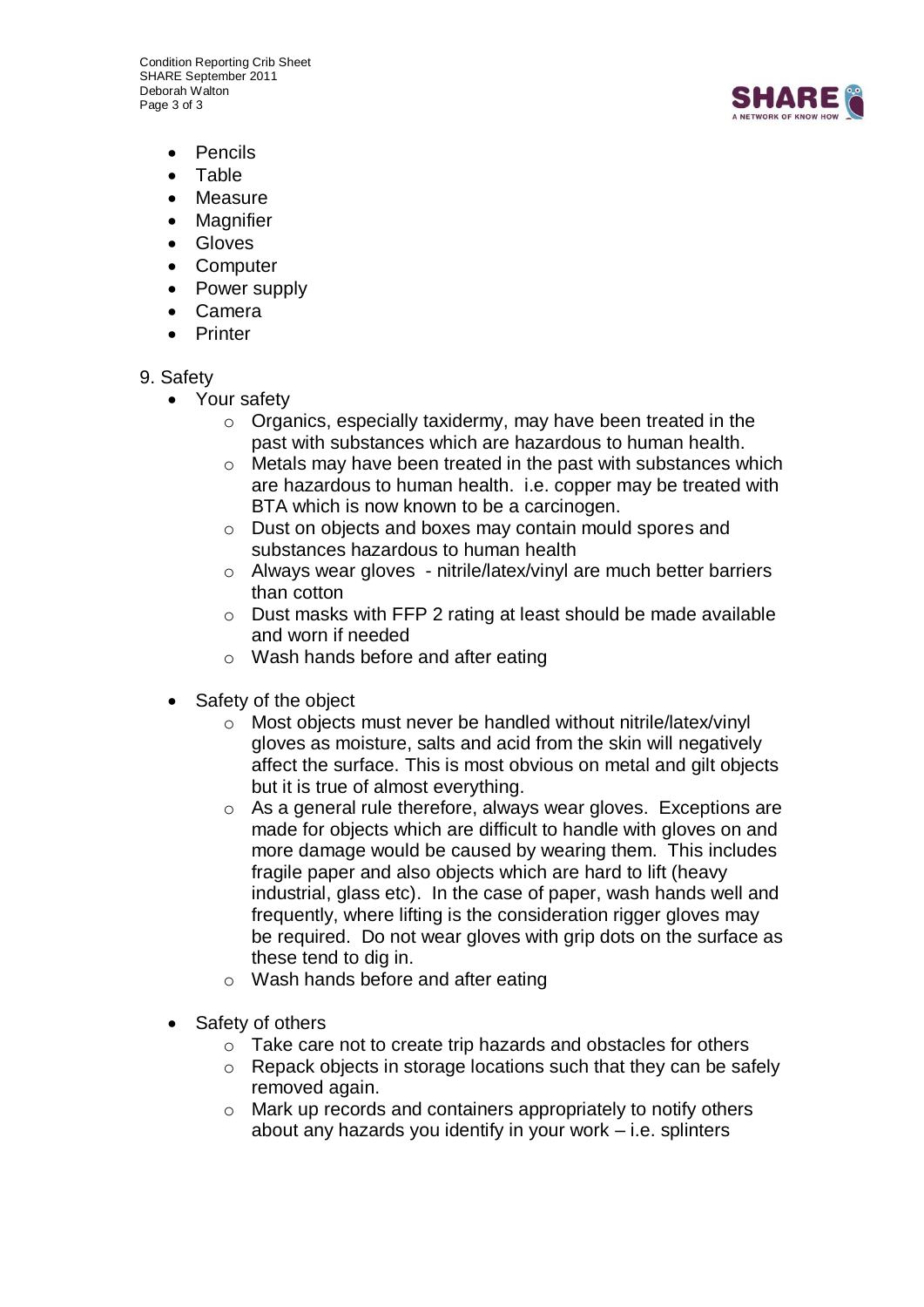- Pencils
- Table
- Measure
- Magnifier
- Gloves
- Computer
- Power supply
- Camera
- Printer

9. Safety
- Your safety
  - Organics, especially taxidermy, may have been treated in the past with substances which are hazardous to human health.
  - Metals may have been treated in the past with substances which are hazardous to human health. i.e. copper may be treated with BTA which is now known to be a carcinogen.
  - Dust on objects and boxes may contain mould spores and substances hazardous to human health
  - Always wear gloves - nitrile/latex/vinyl are much better barriers than cotton
  - Dust masks with FFP 2 rating at least should be made available and worn if needed
  - Wash hands before and after eating

- Safety of the object
  - Most objects must never be handled without nitrile/latex/vinyl gloves as moisture, salts and acid from the skin will negatively affect the surface. This is most obvious on metal and gilt objects but it is true of almost everything.
  - As a general rule therefore, always wear gloves. Exceptions are made for objects which are difficult to handle with gloves on and more damage would be caused by wearing them. This includes fragile paper and also objects which are hard to lift (heavy industrial, glass etc). In the case of paper, wash hands well and frequently, where lifting is the consideration rigger gloves may be required. Do not wear gloves with grip dots on the surface as these tend to dig in.
  - Wash hands before and after eating

- Safety of others
  - Take care not to create trip hazards and obstacles for others
  - Repack objects in storage locations such that they can be safely removed again.
  - Mark up records and containers appropriately to notify others about any hazards you identify in your work – i.e. splinters